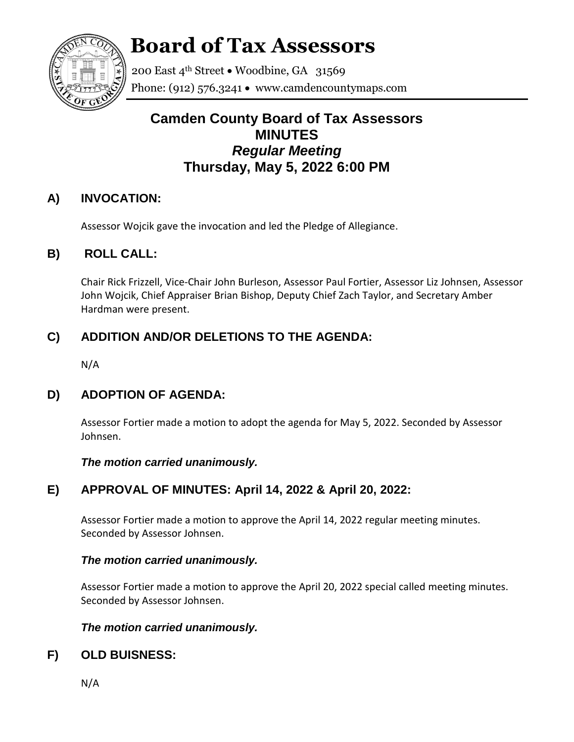# Board of Tax Assessors

200 East 4th Street • Woodbine, GA 31569
Phone: (912) 576.3241 • www.camdencountymaps.com

## Camden County Board of Tax Assessors
## MINUTES
## *Regular Meeting*
## Thursday, May 5, 2022 6:00 PM

### A) INVOCATION:

Assessor Wojcik gave the invocation and led the Pledge of Allegiance.

### B) ROLL CALL:

Chair Rick Frizzell, Vice-Chair John Burleson, Assessor Paul Fortier, Assessor Liz Johnsen, Assessor John Wojcik, Chief Appraiser Brian Bishop, Deputy Chief Zach Taylor, and Secretary Amber Hardman were present.

### C) ADDITION AND/OR DELETIONS TO THE AGENDA:

N/A

### D) ADOPTION OF AGENDA:

Assessor Fortier made a motion to adopt the agenda for May 5, 2022. Seconded by Assessor Johnsen.

***The motion carried unanimously.***

### E) APPROVAL OF MINUTES: April 14, 2022 & April 20, 2022:

Assessor Fortier made a motion to approve the April 14, 2022 regular meeting minutes. Seconded by Assessor Johnsen.

***The motion carried unanimously.***

Assessor Fortier made a motion to approve the April 20, 2022 special called meeting minutes. Seconded by Assessor Johnsen.

***The motion carried unanimously.***

### F) OLD BUISNESS:

N/A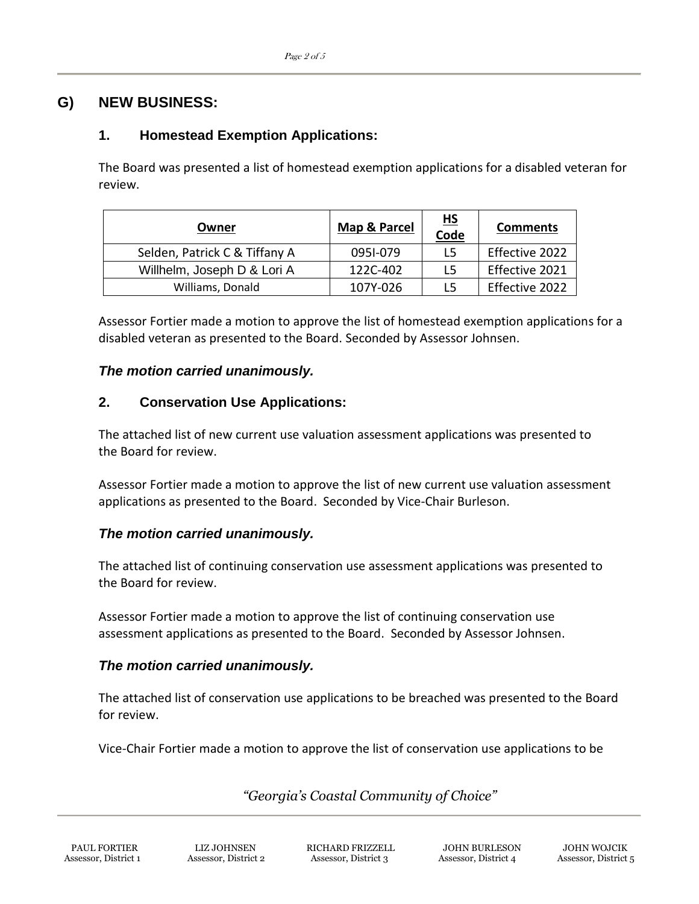## G) NEW BUSINESS:

### 1. Homestead Exemption Applications:

The Board was presented a list of homestead exemption applications for a disabled veteran for review.

| Owner | Map & Parcel | HS Code | Comments |
|---|---|---|---|
| Selden, Patrick C & Tiffany A | 095I-079 | L5 | Effective 2022 |
| Willhelm, Joseph D & Lori A | 122C-402 | L5 | Effective 2021 |
| Williams, Donald | 107Y-026 | L5 | Effective 2022 |

Assessor Fortier made a motion to approve the list of homestead exemption applications for a disabled veteran as presented to the Board. Seconded by Assessor Johnsen.

***The motion carried unanimously.***

### 2. Conservation Use Applications:

The attached list of new current use valuation assessment applications was presented to the Board for review.

Assessor Fortier made a motion to approve the list of new current use valuation assessment applications as presented to the Board. Seconded by Vice-Chair Burleson.

***The motion carried unanimously.***

The attached list of continuing conservation use assessment applications was presented to the Board for review.

Assessor Fortier made a motion to approve the list of continuing conservation use assessment applications as presented to the Board. Seconded by Assessor Johnsen.

***The motion carried unanimously.***

The attached list of conservation use applications to be breached was presented to the Board for review.

Vice-Chair Fortier made a motion to approve the list of conservation use applications to be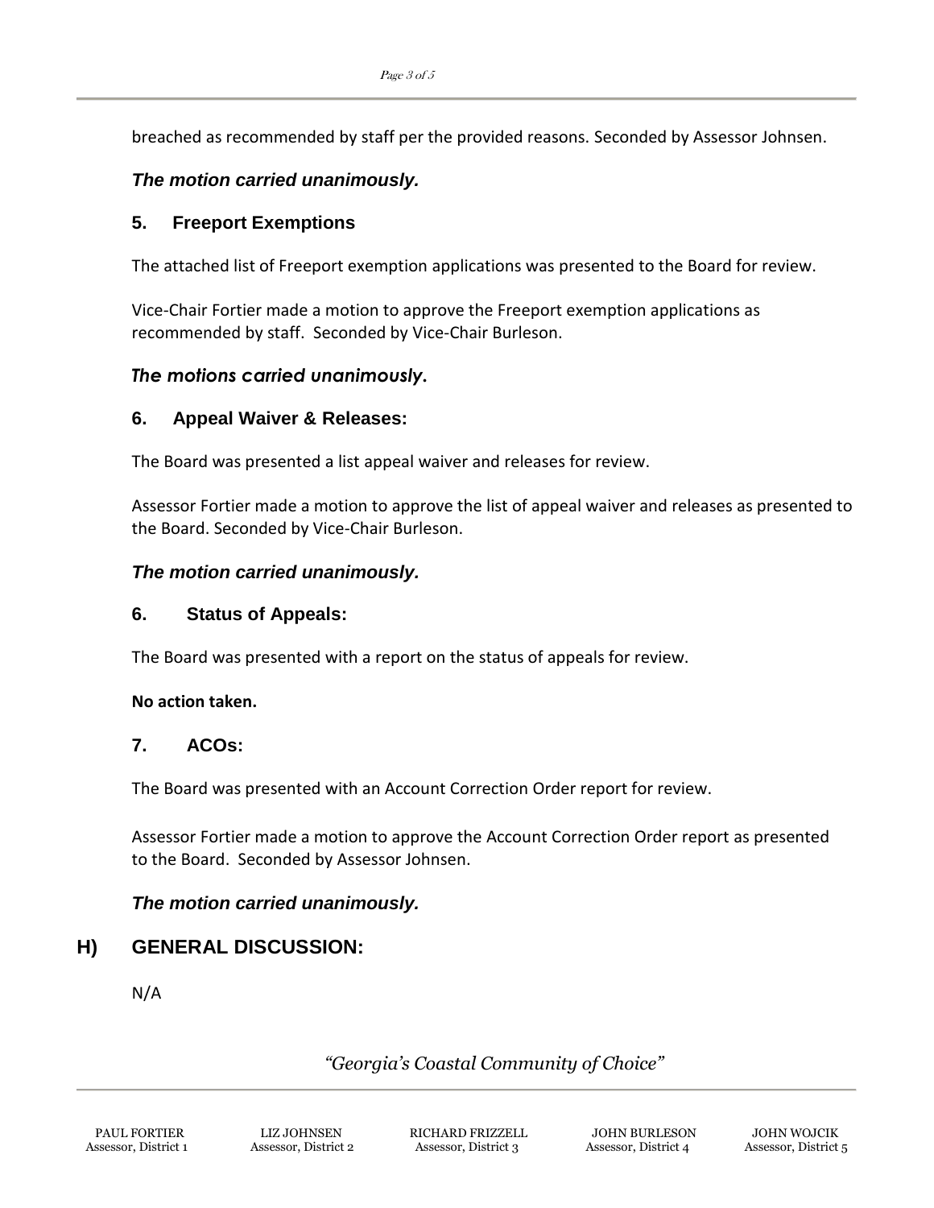breached as recommended by staff per the provided reasons. Seconded by Assessor Johnsen.

***The motion carried unanimously.***

### 5. Freeport Exemptions

The attached list of Freeport exemption applications was presented to the Board for review.

Vice-Chair Fortier made a motion to approve the Freeport exemption applications as recommended by staff. Seconded by Vice-Chair Burleson.

***The motions carried unanimously.***

### 6. Appeal Waiver & Releases:

The Board was presented a list appeal waiver and releases for review.

Assessor Fortier made a motion to approve the list of appeal waiver and releases as presented to the Board. Seconded by Vice-Chair Burleson.

***The motion carried unanimously.***

### 6. Status of Appeals:

The Board was presented with a report on the status of appeals for review.

**No action taken.**

### 7. ACOs:

The Board was presented with an Account Correction Order report for review.

Assessor Fortier made a motion to approve the Account Correction Order report as presented to the Board. Seconded by Assessor Johnsen.

***The motion carried unanimously.***

## H) GENERAL DISCUSSION:

N/A

*"Georgia's Coastal Community of Choice"*

PAUL FORTIER Assessor, District 1 | LIZ JOHNSEN Assessor, District 2 | RICHARD FRIZZELL Assessor, District 3 | JOHN BURLESON Assessor, District 4 | JOHN WOJCIK Assessor, District 5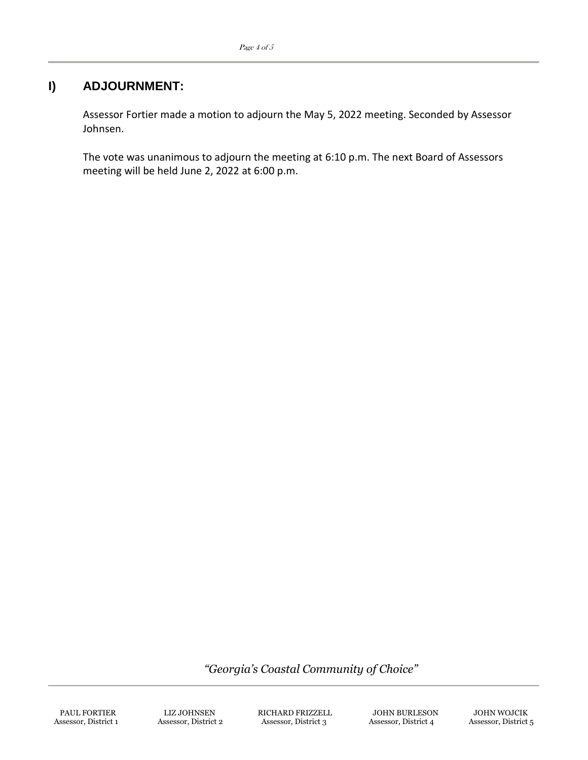## I) ADJOURNMENT:

Assessor Fortier made a motion to adjourn the May 5, 2022 meeting. Seconded by Assessor Johnsen.

The vote was unanimous to adjourn the meeting at 6:10 p.m. The next Board of Assessors meeting will be held June 2, 2022 at 6:00 p.m.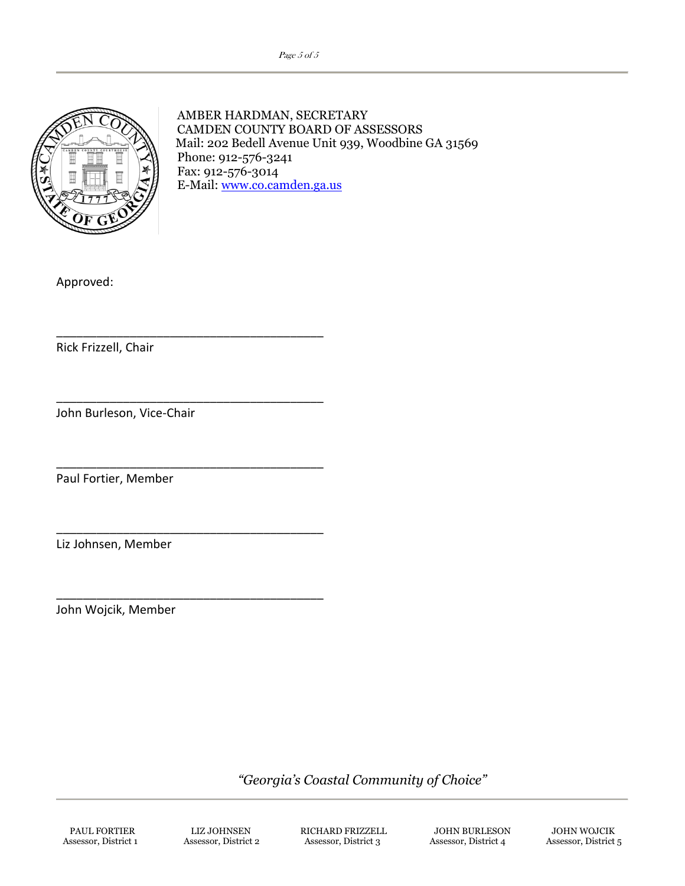AMBER HARDMAN, SECRETARY
CAMDEN COUNTY BOARD OF ASSESSORS
Mail: 202 Bedell Avenue Unit 939, Woodbine GA 31569
Phone: 912-576-3241
Fax: 912-576-3014
E-Mail: [www.co.camden.ga.us](www.co.camden.ga.us)

Approved:

_______________________________________
Rick Frizzell, Chair

_______________________________________
John Burleson, Vice-Chair

_______________________________________
Paul Fortier, Member

_______________________________________
Liz Johnsen, Member

_______________________________________
John Wojcik, Member

*"Georgia's Coastal Community of Choice"*

| | | | | |
|---|---|---|---|---|
| PAUL FORTIER<br>Assessor, District 1 | LIZ JOHNSEN<br>Assessor, District 2 | RICHARD FRIZZELL<br>Assessor, District 3 | JOHN BURLESON<br>Assessor, District 4 | JOHN WOJCIK<br>Assessor, District 5 |